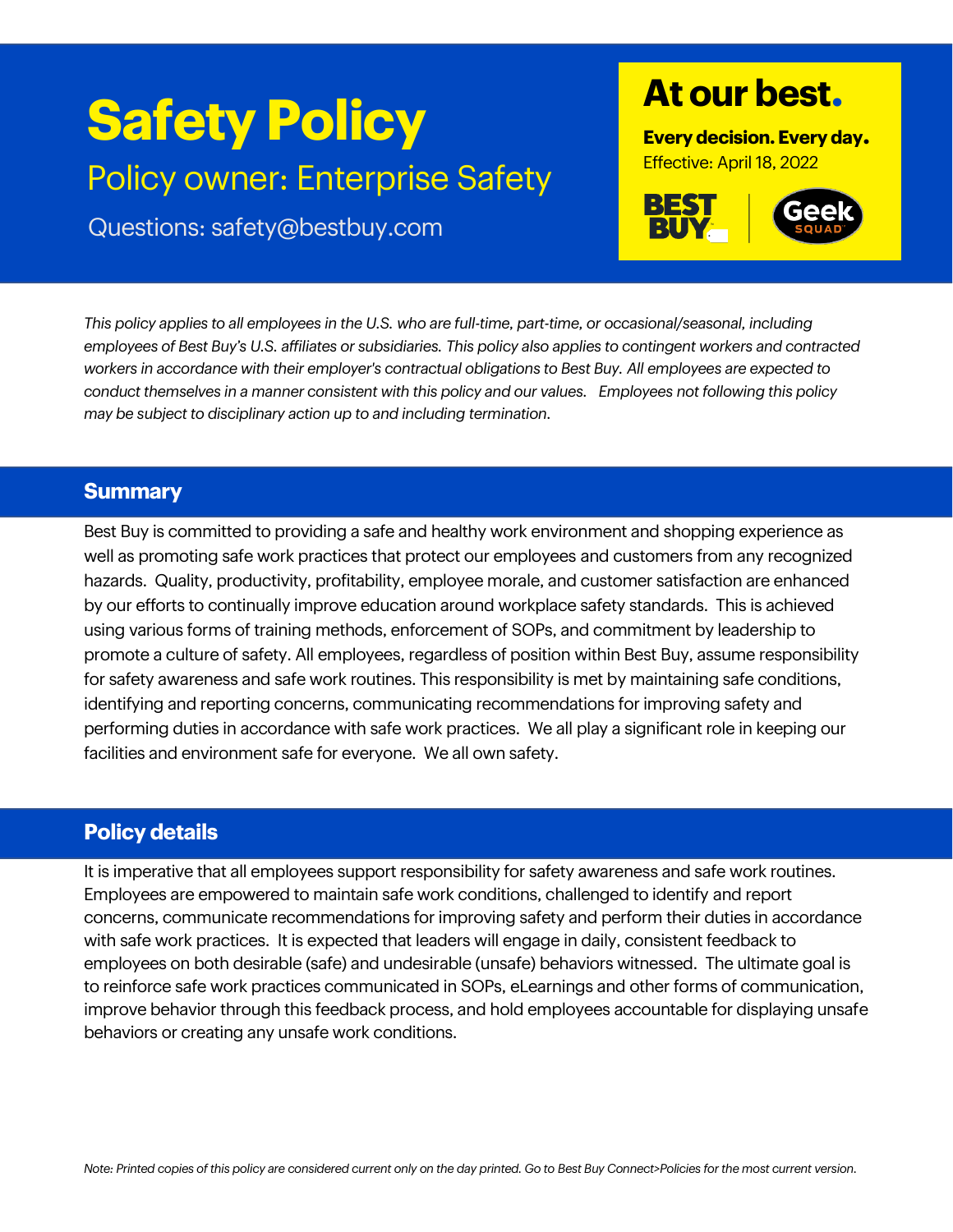# Safety Policy

## Policy owner: Enterprise Safety

Questions: safety@bestbuy.com

**At our best.**

**Every decision. Every day.**

Effective: April 18, 2022

*This policy applies to all employees in the U.S. who are full-time, part-time, or occasional/seasonal, including employees of Best Buy's U.S. affiliates or subsidiaries. This policy also applies to contingent workers and contracted workers in accordance with their employer's contractual obligations to Best Buy. All employees are expected to conduct themselves in a manner consistent with this policy and our values. Employees not following this policy may be subject to disciplinary action up to and including termination.*

## Summary

Best Buy is committed to providing a safe and healthy work environment and shopping experience as well as promoting safe work practices that protect our employees and customers from any recognized hazards. Quality, productivity, profitability, employee morale, and customer satisfaction are enhanced by our efforts to continually improve education around workplace safety standards. This is achieved using various forms of training methods, enforcement of SOPs, and commitment by leadership to promote a culture of safety. All employees, regardless of position within Best Buy, assume responsibility for safety awareness and safe work routines. This responsibility is met by maintaining safe conditions, identifying and reporting concerns, communicating recommendations for improving safety and performing duties in accordance with safe work practices. We all play a significant role in keeping our facilities and environment safe for everyone. We all own safety.

## Policy details

It is imperative that all employees support responsibility for safety awareness and safe work routines. Employees are empowered to maintain safe work conditions, challenged to identify and report concerns, communicate recommendations for improving safety and perform their duties in accordance with safe work practices. It is expected that leaders will engage in daily, consistent feedback to employees on both desirable (safe) and undesirable (unsafe) behaviors witnessed. The ultimate goal is to reinforce safe work practices communicated in SOPs, eLearnings and other forms of communication, improve behavior through this feedback process, and hold employees accountable for displaying unsafe behaviors or creating any unsafe work conditions.

*Note: Printed copies of this policy are considered current only on the day printed. Go to Best Buy Connect>Policies for the most current version.*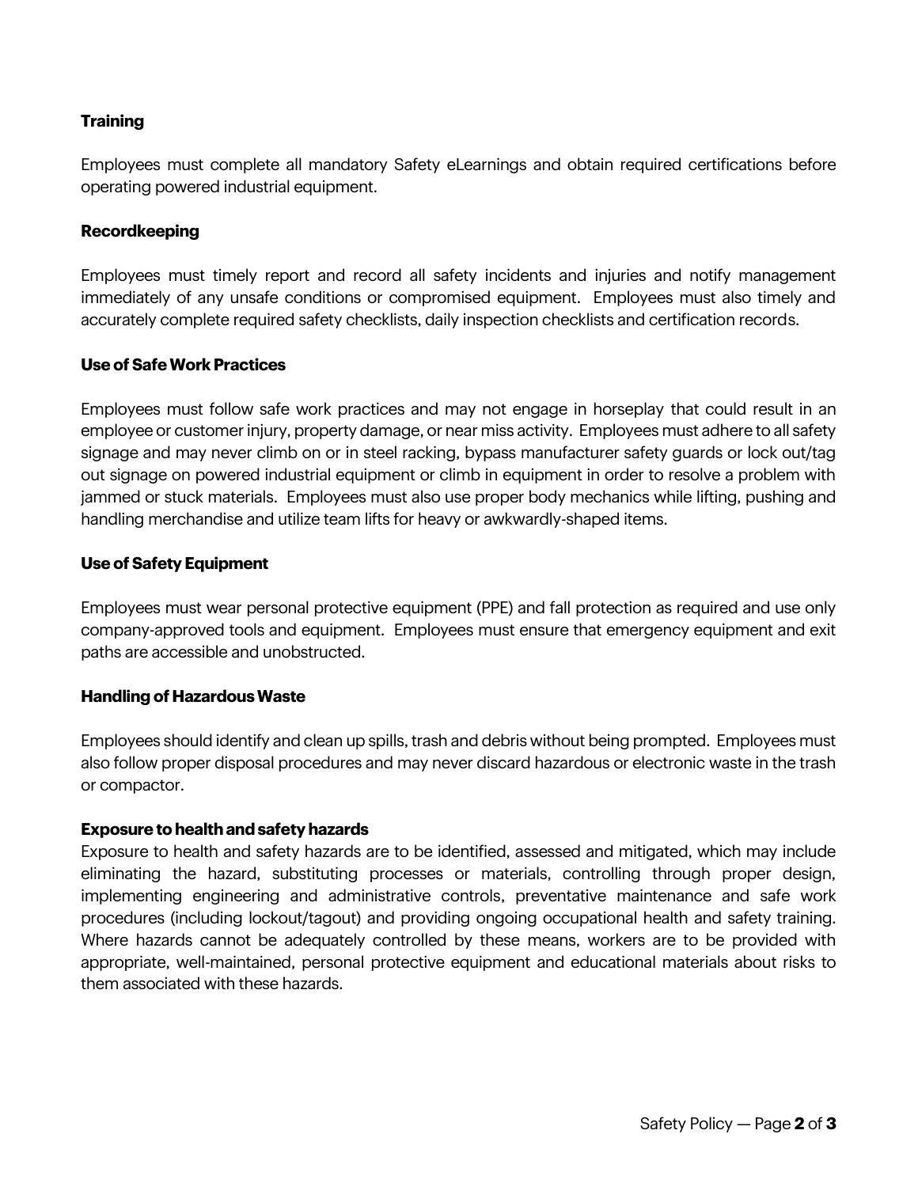**Training**

Employees must complete all mandatory Safety eLearnings and obtain required certifications before operating powered industrial equipment.

**Recordkeeping**

Employees must timely report and record all safety incidents and injuries and notify management immediately of any unsafe conditions or compromised equipment. Employees must also timely and accurately complete required safety checklists, daily inspection checklists and certification records.

**Use of Safe Work Practices**

Employees must follow safe work practices and may not engage in horseplay that could result in an employee or customer injury, property damage, or near miss activity. Employees must adhere to all safety signage and may never climb on or in steel racking, bypass manufacturer safety guards or lock out/tag out signage on powered industrial equipment or climb in equipment in order to resolve a problem with jammed or stuck materials. Employees must also use proper body mechanics while lifting, pushing and handling merchandise and utilize team lifts for heavy or awkwardly-shaped items.

**Use of Safety Equipment**

Employees must wear personal protective equipment (PPE) and fall protection as required and use only company-approved tools and equipment. Employees must ensure that emergency equipment and exit paths are accessible and unobstructed.

**Handling of Hazardous Waste**

Employees should identify and clean up spills, trash and debris without being prompted. Employees must also follow proper disposal procedures and may never discard hazardous or electronic waste in the trash or compactor.

**Exposure to health and safety hazards**

Exposure to health and safety hazards are to be identified, assessed and mitigated, which may include eliminating the hazard, substituting processes or materials, controlling through proper design, implementing engineering and administrative controls, preventative maintenance and safe work procedures (including lockout/tagout) and providing ongoing occupational health and safety training. Where hazards cannot be adequately controlled by these means, workers are to be provided with appropriate, well-maintained, personal protective equipment and educational materials about risks to them associated with these hazards.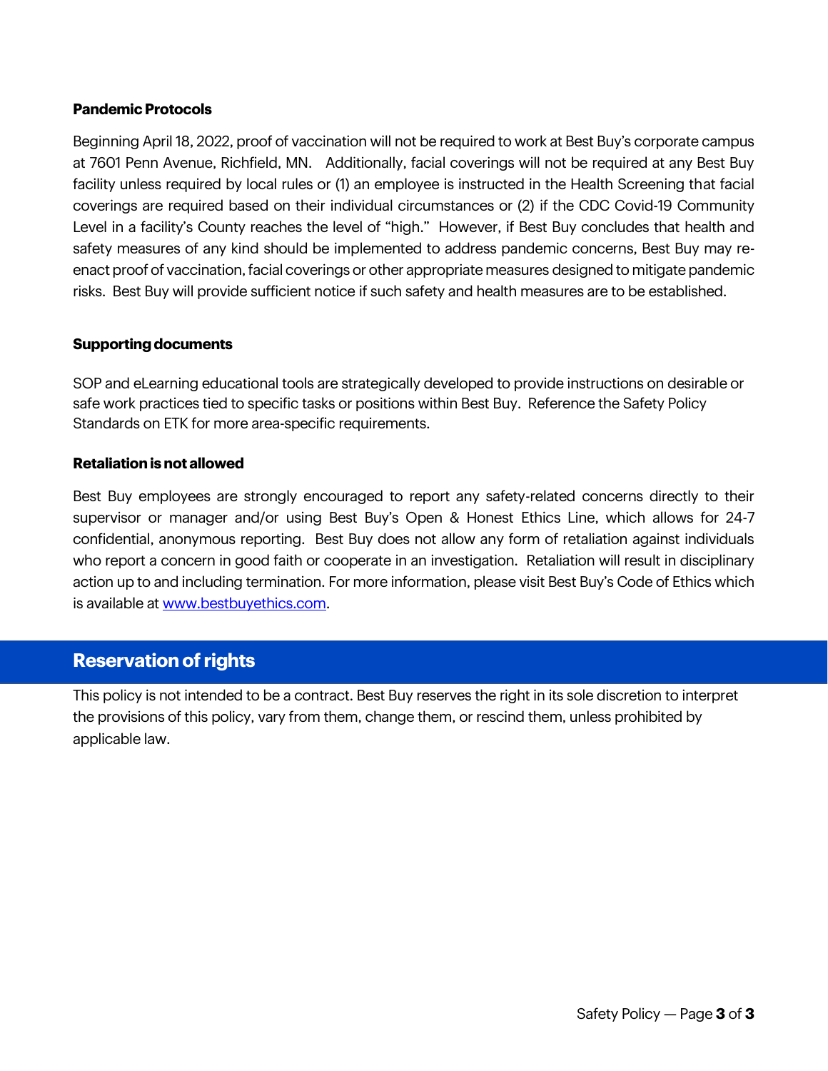### Pandemic Protocols

Beginning April 18, 2022, proof of vaccination will not be required to work at Best Buy's corporate campus at 7601 Penn Avenue, Richfield, MN. Additionally, facial coverings will not be required at any Best Buy facility unless required by local rules or (1) an employee is instructed in the Health Screening that facial coverings are required based on their individual circumstances or (2) if the CDC Covid-19 Community Level in a facility's County reaches the level of "high." However, if Best Buy concludes that health and safety measures of any kind should be implemented to address pandemic concerns, Best Buy may re-enact proof of vaccination, facial coverings or other appropriate measures designed to mitigate pandemic risks. Best Buy will provide sufficient notice if such safety and health measures are to be established.

### Supporting documents

SOP and eLearning educational tools are strategically developed to provide instructions on desirable or safe work practices tied to specific tasks or positions within Best Buy. Reference the Safety Policy Standards on ETK for more area-specific requirements.

### Retaliation is not allowed

Best Buy employees are strongly encouraged to report any safety-related concerns directly to their supervisor or manager and/or using Best Buy's Open & Honest Ethics Line, which allows for 24-7 confidential, anonymous reporting. Best Buy does not allow any form of retaliation against individuals who report a concern in good faith or cooperate in an investigation. Retaliation will result in disciplinary action up to and including termination. For more information, please visit Best Buy's Code of Ethics which is available at [www.bestbuyethics.com](http://www.bestbuyethics.com).

## Reservation of rights

This policy is not intended to be a contract. Best Buy reserves the right in its sole discretion to interpret the provisions of this policy, vary from them, change them, or rescind them, unless prohibited by applicable law.